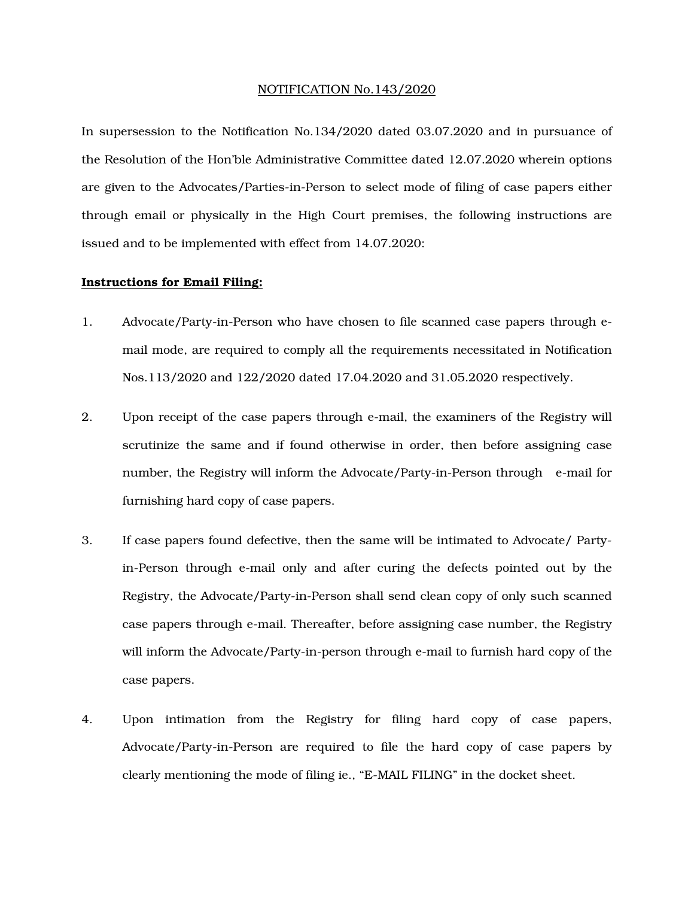NOTIFICATION No.143/2020

In supersession to the Notification No.134/2020 dated 03.07.2020 and in pursuance of the Resolution of the Hon'ble Administrative Committee dated 12.07.2020 wherein options are given to the Advocates/Parties-in-Person to select mode of filing of case papers either through email or physically in the High Court premises, the following instructions are issued and to be implemented with effect from 14.07.2020:

**Instructions for Email Filing:**

1. Advocate/Party-in-Person who have chosen to file scanned case papers through e-mail mode, are required to comply all the requirements necessitated in Notification Nos.113/2020 and 122/2020 dated 17.04.2020 and 31.05.2020 respectively.

2. Upon receipt of the case papers through e-mail, the examiners of the Registry will scrutinize the same and if found otherwise in order, then before assigning case number, the Registry will inform the Advocate/Party-in-Person through e-mail for furnishing hard copy of case papers.

3. If case papers found defective, then the same will be intimated to Advocate/ Party-in-Person through e-mail only and after curing the defects pointed out by the Registry, the Advocate/Party-in-Person shall send clean copy of only such scanned case papers through e-mail. Thereafter, before assigning case number, the Registry will inform the Advocate/Party-in-person through e-mail to furnish hard copy of the case papers.

4. Upon intimation from the Registry for filing hard copy of case papers, Advocate/Party-in-Person are required to file the hard copy of case papers by clearly mentioning the mode of filing ie., "E-MAIL FILING" in the docket sheet.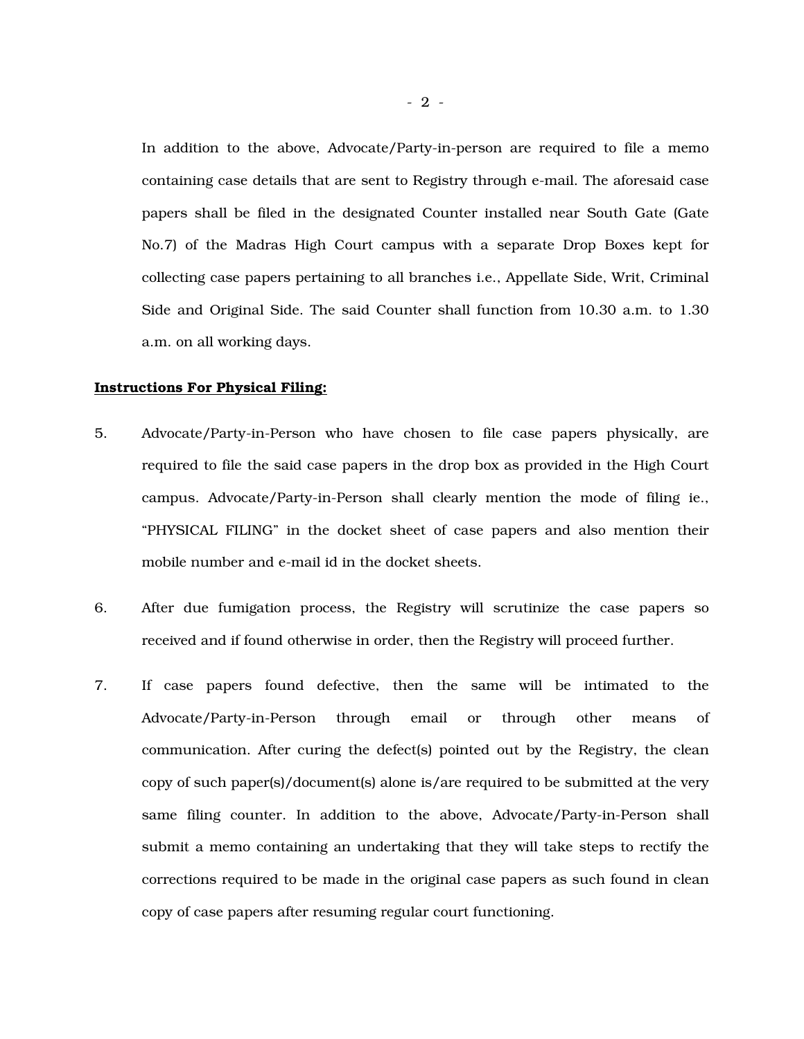In addition to the above, Advocate/Party-in-person are required to file a memo containing case details that are sent to Registry through e-mail. The aforesaid case papers shall be filed in the designated Counter installed near South Gate (Gate No.7) of the Madras High Court campus with a separate Drop Boxes kept for collecting case papers pertaining to all branches i.e., Appellate Side, Writ, Criminal Side and Original Side. The said Counter shall function from 10.30 a.m. to 1.30 a.m. on all working days.

**Instructions For Physical Filing:**

5. Advocate/Party-in-Person who have chosen to file case papers physically, are required to file the said case papers in the drop box as provided in the High Court campus. Advocate/Party-in-Person shall clearly mention the mode of filing ie., "PHYSICAL FILING" in the docket sheet of case papers and also mention their mobile number and e-mail id in the docket sheets.

6. After due fumigation process, the Registry will scrutinize the case papers so received and if found otherwise in order, then the Registry will proceed further.

7. If case papers found defective, then the same will be intimated to the Advocate/Party-in-Person through email or through other means of communication. After curing the defect(s) pointed out by the Registry, the clean copy of such paper(s)/document(s) alone is/are required to be submitted at the very same filing counter. In addition to the above, Advocate/Party-in-Person shall submit a memo containing an undertaking that they will take steps to rectify the corrections required to be made in the original case papers as such found in clean copy of case papers after resuming regular court functioning.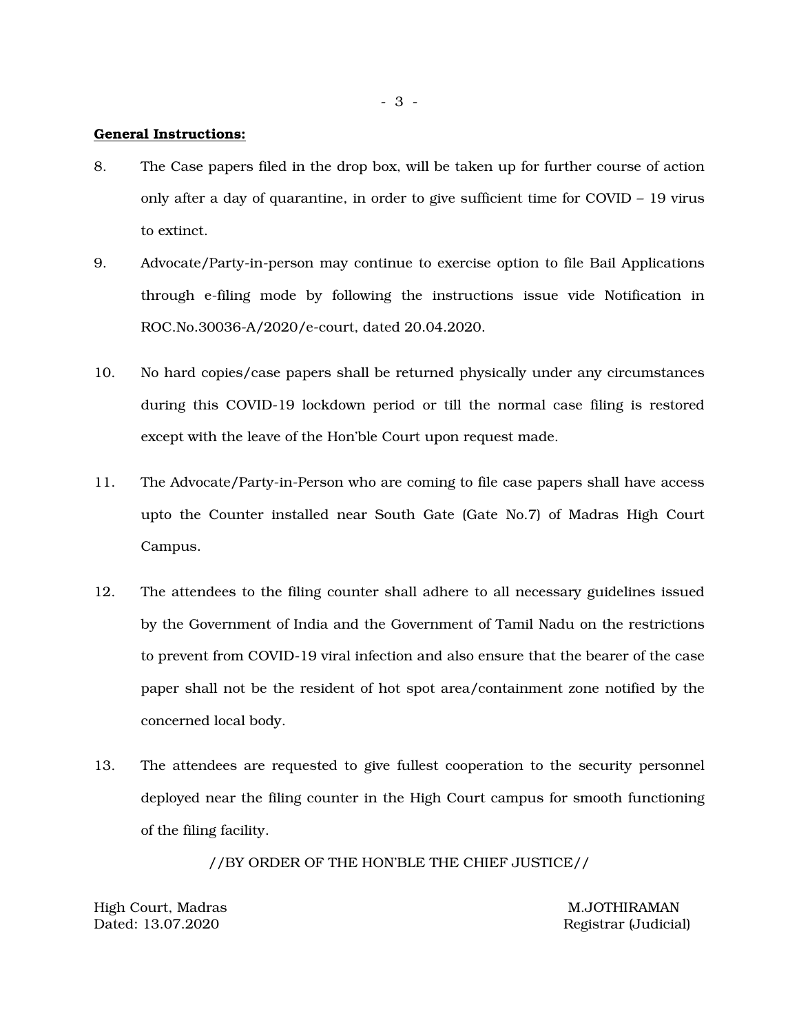**General Instructions:**

8. The Case papers filed in the drop box, will be taken up for further course of action only after a day of quarantine, in order to give sufficient time for COVID – 19 virus to extinct.

9. Advocate/Party-in-person may continue to exercise option to file Bail Applications through e-filing mode by following the instructions issue vide Notification in ROC.No.30036-A/2020/e-court, dated 20.04.2020.

10. No hard copies/case papers shall be returned physically under any circumstances during this COVID-19 lockdown period or till the normal case filing is restored except with the leave of the Hon'ble Court upon request made.

11. The Advocate/Party-in-Person who are coming to file case papers shall have access upto the Counter installed near South Gate (Gate No.7) of Madras High Court Campus.

12. The attendees to the filing counter shall adhere to all necessary guidelines issued by the Government of India and the Government of Tamil Nadu on the restrictions to prevent from COVID-19 viral infection and also ensure that the bearer of the case paper shall not be the resident of hot spot area/containment zone notified by the concerned local body.

13. The attendees are requested to give fullest cooperation to the security personnel deployed near the filing counter in the High Court campus for smooth functioning of the filing facility.

//BY ORDER OF THE HON'BLE THE CHIEF JUSTICE//

High Court, Madras
Dated: 13.07.2020

M.JOTHIRAMAN
Registrar (Judicial)